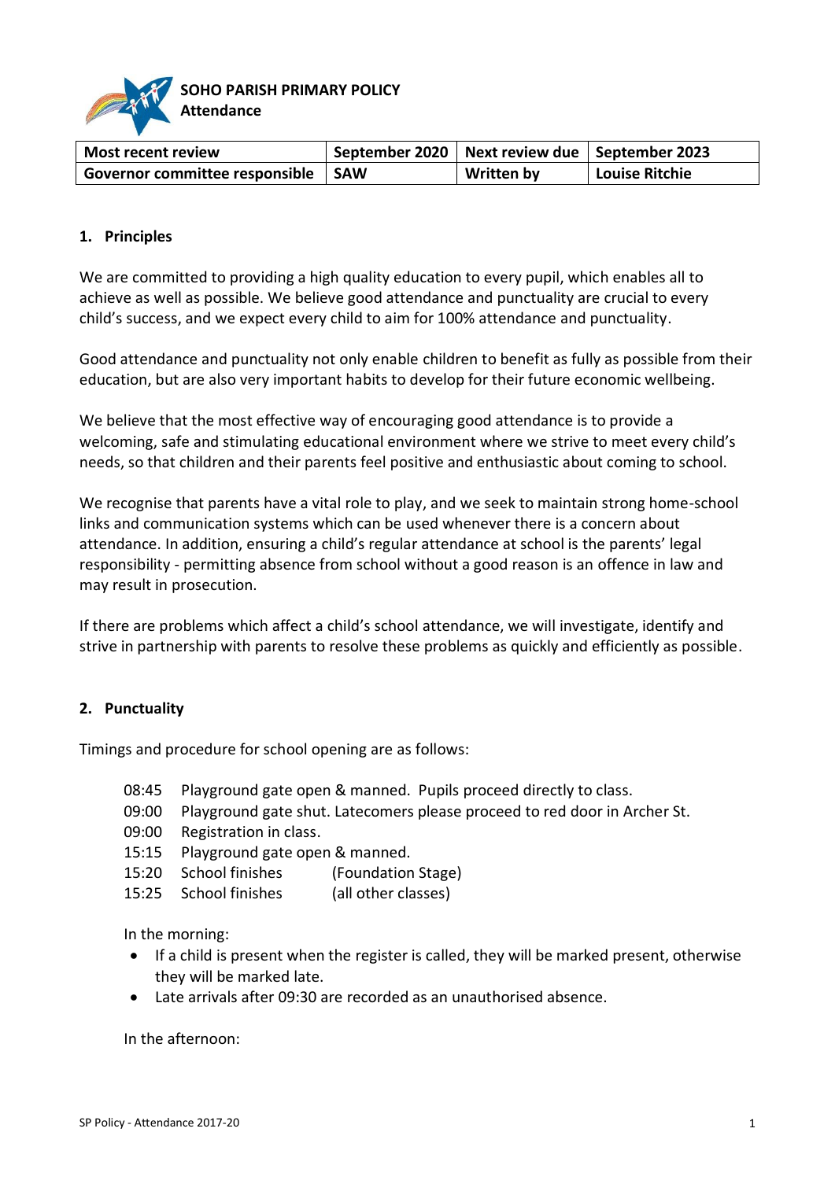**SOHO PARISH PRIMARY POLICY**
**Attendance**

| Most recent review | September 2020 | Next review due | September 2023 |
|---|---|---|---|
| Governor committee responsible | SAW | Written by | Louise Ritchie |

## 1. Principles

We are committed to providing a high quality education to every pupil, which enables all to achieve as well as possible. We believe good attendance and punctuality are crucial to every child's success, and we expect every child to aim for 100% attendance and punctuality.

Good attendance and punctuality not only enable children to benefit as fully as possible from their education, but are also very important habits to develop for their future economic wellbeing.

We believe that the most effective way of encouraging good attendance is to provide a welcoming, safe and stimulating educational environment where we strive to meet every child's needs, so that children and their parents feel positive and enthusiastic about coming to school.

We recognise that parents have a vital role to play, and we seek to maintain strong home-school links and communication systems which can be used whenever there is a concern about attendance. In addition, ensuring a child's regular attendance at school is the parents' legal responsibility - permitting absence from school without a good reason is an offence in law and may result in prosecution.

If there are problems which affect a child's school attendance, we will investigate, identify and strive in partnership with parents to resolve these problems as quickly and efficiently as possible.

## 2. Punctuality

Timings and procedure for school opening are as follows:

- 08:45 Playground gate open & manned. Pupils proceed directly to class.
- 09:00 Playground gate shut. Latecomers please proceed to red door in Archer St.
- 09:00 Registration in class.
- 15:15 Playground gate open & manned.
- 15:20 School finishes (Foundation Stage)
- 15:25 School finishes (all other classes)

In the morning:

- If a child is present when the register is called, they will be marked present, otherwise they will be marked late.
- Late arrivals after 09:30 are recorded as an unauthorised absence.

In the afternoon: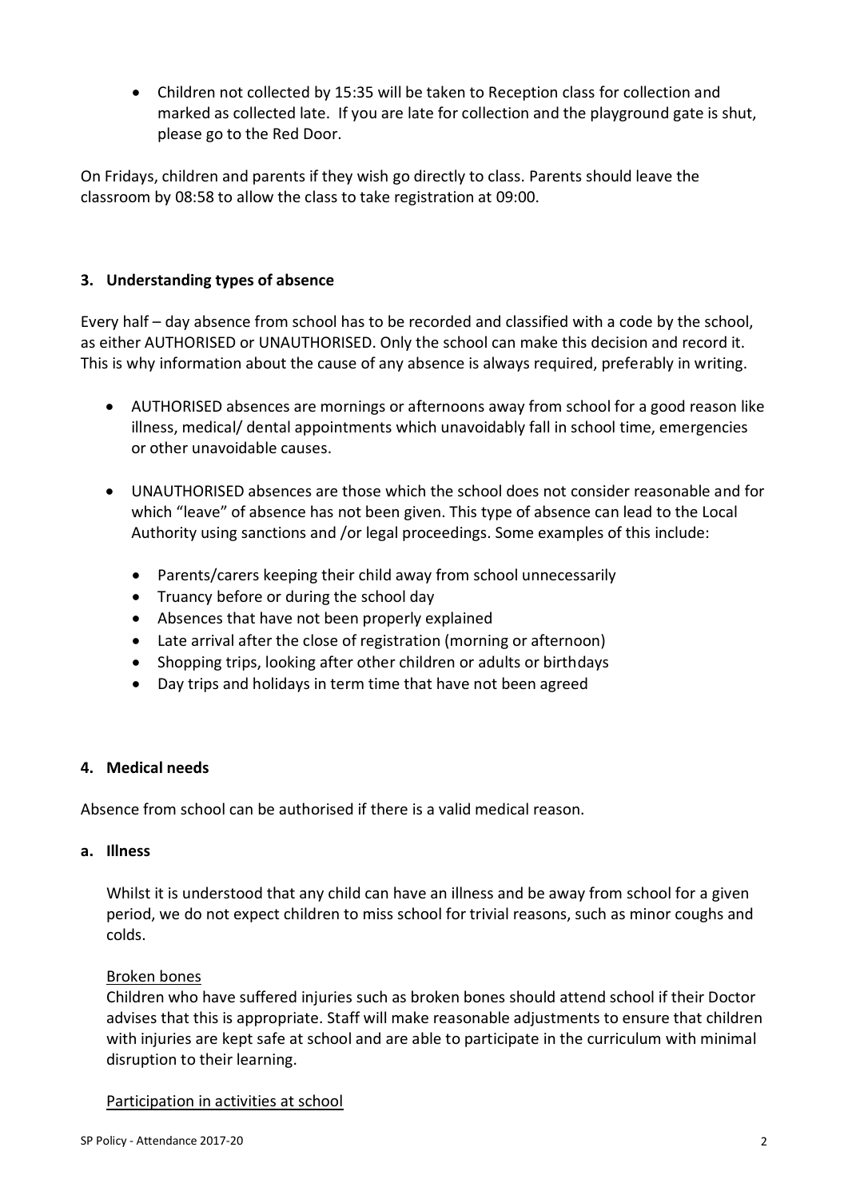- Children not collected by 15:35 will be taken to Reception class for collection and marked as collected late. If you are late for collection and the playground gate is shut, please go to the Red Door.

On Fridays, children and parents if they wish go directly to class. Parents should leave the classroom by 08:58 to allow the class to take registration at 09:00.

## 3. Understanding types of absence

Every half – day absence from school has to be recorded and classified with a code by the school, as either AUTHORISED or UNAUTHORISED. Only the school can make this decision and record it. This is why information about the cause of any absence is always required, preferably in writing.

- AUTHORISED absences are mornings or afternoons away from school for a good reason like illness, medical/ dental appointments which unavoidably fall in school time, emergencies or other unavoidable causes.

- UNAUTHORISED absences are those which the school does not consider reasonable and for which "leave" of absence has not been given. This type of absence can lead to the Local Authority using sanctions and /or legal proceedings. Some examples of this include:

  - Parents/carers keeping their child away from school unnecessarily
  - Truancy before or during the school day
  - Absences that have not been properly explained
  - Late arrival after the close of registration (morning or afternoon)
  - Shopping trips, looking after other children or adults or birthdays
  - Day trips and holidays in term time that have not been agreed

## 4. Medical needs

Absence from school can be authorised if there is a valid medical reason.

### a. Illness

Whilst it is understood that any child can have an illness and be away from school for a given period, we do not expect children to miss school for trivial reasons, such as minor coughs and colds.

Broken bones

Children who have suffered injuries such as broken bones should attend school if their Doctor advises that this is appropriate. Staff will make reasonable adjustments to ensure that children with injuries are kept safe at school and are able to participate in the curriculum with minimal disruption to their learning.

Participation in activities at school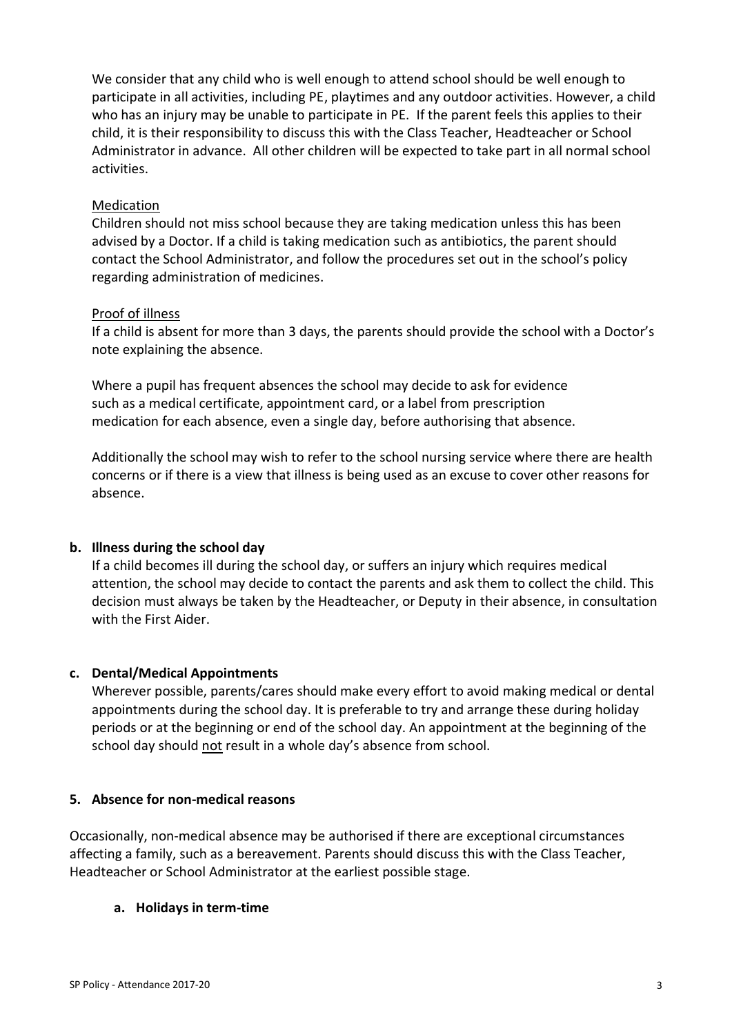We consider that any child who is well enough to attend school should be well enough to participate in all activities, including PE, playtimes and any outdoor activities. However, a child who has an injury may be unable to participate in PE. If the parent feels this applies to their child, it is their responsibility to discuss this with the Class Teacher, Headteacher or School Administrator in advance. All other children will be expected to take part in all normal school activities.

Medication

Children should not miss school because they are taking medication unless this has been advised by a Doctor. If a child is taking medication such as antibiotics, the parent should contact the School Administrator, and follow the procedures set out in the school's policy regarding administration of medicines.

Proof of illness

If a child is absent for more than 3 days, the parents should provide the school with a Doctor's note explaining the absence.

Where a pupil has frequent absences the school may decide to ask for evidence such as a medical certificate, appointment card, or a label from prescription medication for each absence, even a single day, before authorising that absence.

Additionally the school may wish to refer to the school nursing service where there are health concerns or if there is a view that illness is being used as an excuse to cover other reasons for absence.

**b. Illness during the school day**

If a child becomes ill during the school day, or suffers an injury which requires medical attention, the school may decide to contact the parents and ask them to collect the child. This decision must always be taken by the Headteacher, or Deputy in their absence, in consultation with the First Aider.

**c. Dental/Medical Appointments**

Wherever possible, parents/cares should make every effort to avoid making medical or dental appointments during the school day. It is preferable to try and arrange these during holiday periods or at the beginning or end of the school day. An appointment at the beginning of the school day should not result in a whole day's absence from school.

**5. Absence for non-medical reasons**

Occasionally, non-medical absence may be authorised if there are exceptional circumstances affecting a family, such as a bereavement. Parents should discuss this with the Class Teacher, Headteacher or School Administrator at the earliest possible stage.

**a. Holidays in term-time**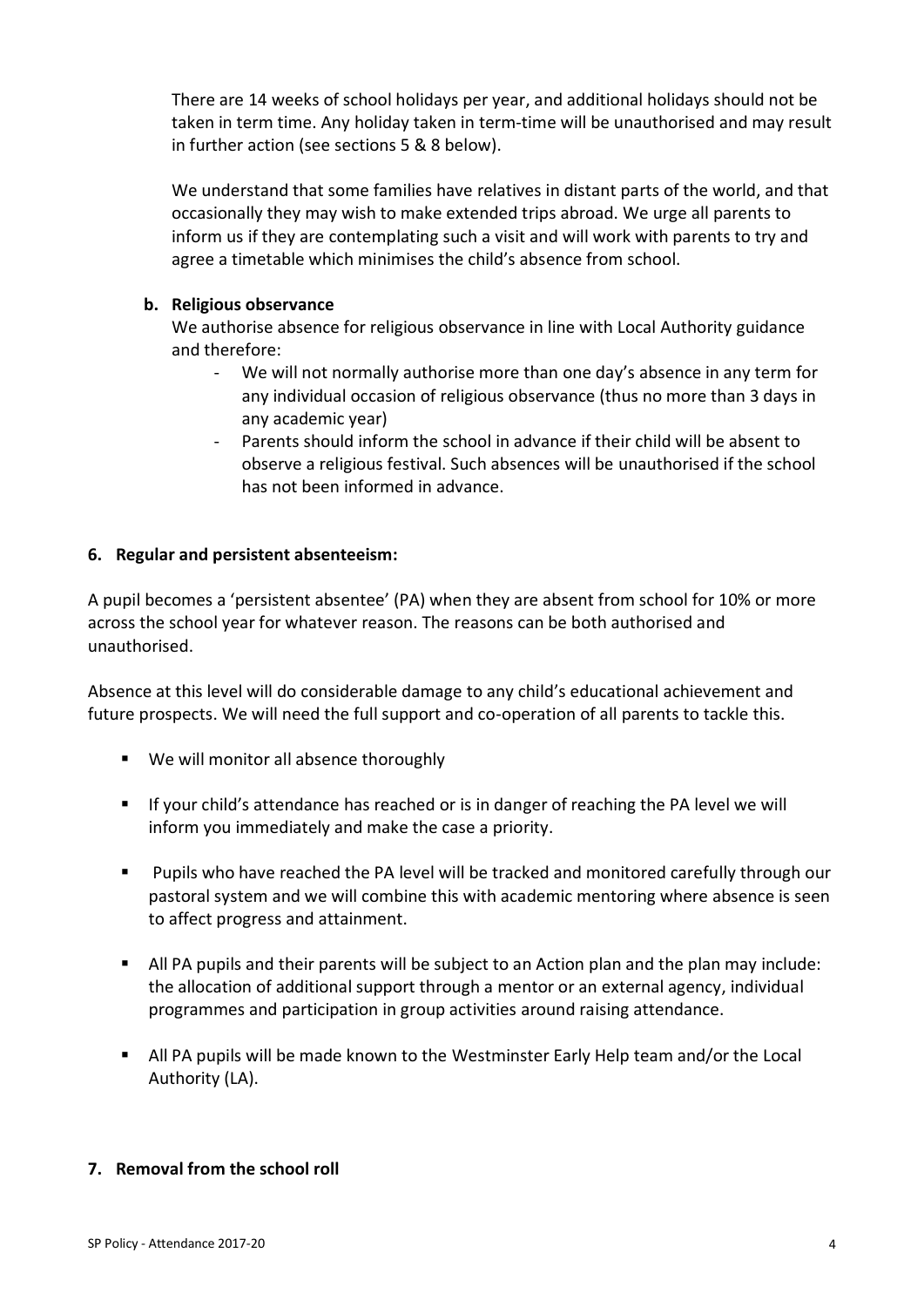There are 14 weeks of school holidays per year, and additional holidays should not be taken in term time. Any holiday taken in term-time will be unauthorised and may result in further action (see sections 5 & 8 below).

We understand that some families have relatives in distant parts of the world, and that occasionally they may wish to make extended trips abroad. We urge all parents to inform us if they are contemplating such a visit and will work with parents to try and agree a timetable which minimises the child's absence from school.

**b. Religious observance**

We authorise absence for religious observance in line with Local Authority guidance and therefore:

- We will not normally authorise more than one day's absence in any term for any individual occasion of religious observance (thus no more than 3 days in any academic year)
- Parents should inform the school in advance if their child will be absent to observe a religious festival. Such absences will be unauthorised if the school has not been informed in advance.

## 6. Regular and persistent absenteeism:

A pupil becomes a 'persistent absentee' (PA) when they are absent from school for 10% or more across the school year for whatever reason. The reasons can be both authorised and unauthorised.

Absence at this level will do considerable damage to any child's educational achievement and future prospects. We will need the full support and co-operation of all parents to tackle this.

- We will monitor all absence thoroughly
- If your child's attendance has reached or is in danger of reaching the PA level we will inform you immediately and make the case a priority.
- Pupils who have reached the PA level will be tracked and monitored carefully through our pastoral system and we will combine this with academic mentoring where absence is seen to affect progress and attainment.
- All PA pupils and their parents will be subject to an Action plan and the plan may include: the allocation of additional support through a mentor or an external agency, individual programmes and participation in group activities around raising attendance.
- All PA pupils will be made known to the Westminster Early Help team and/or the Local Authority (LA).

## 7. Removal from the school roll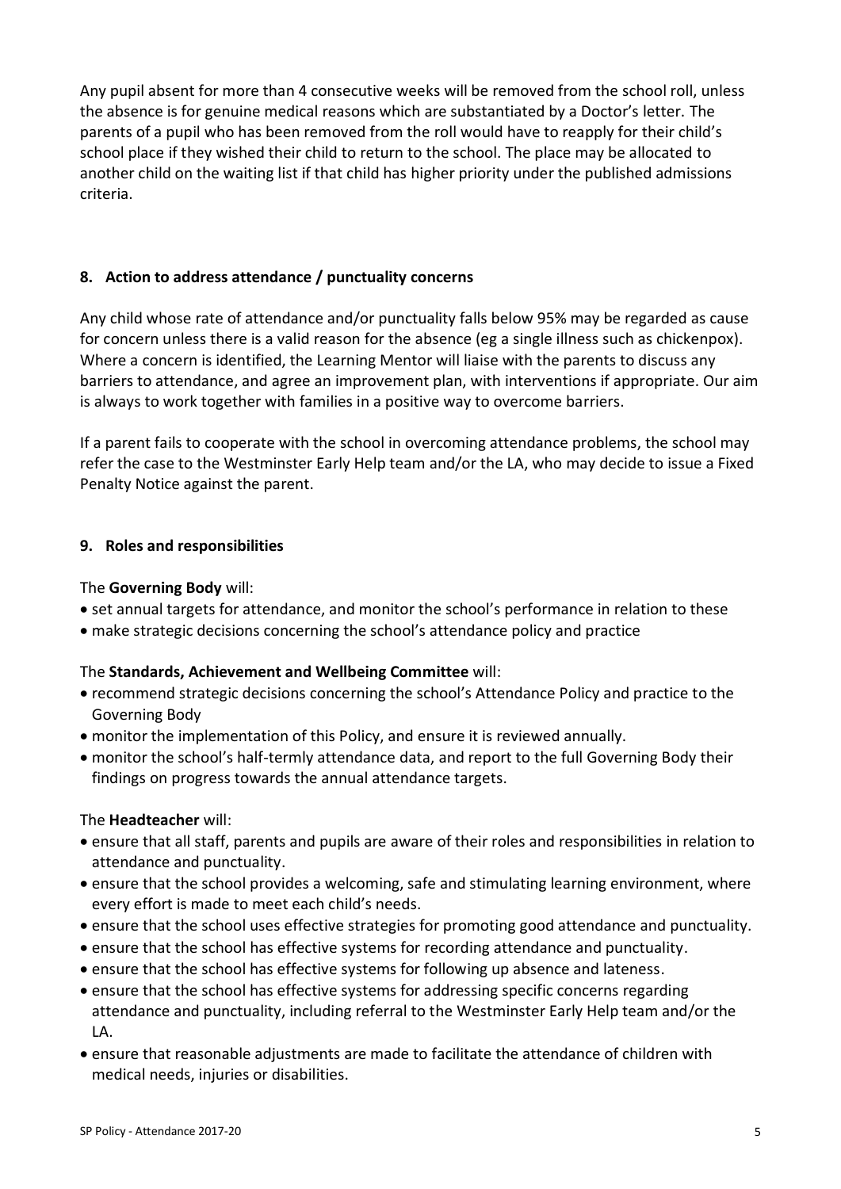Any pupil absent for more than 4 consecutive weeks will be removed from the school roll, unless the absence is for genuine medical reasons which are substantiated by a Doctor's letter. The parents of a pupil who has been removed from the roll would have to reapply for their child's school place if they wished their child to return to the school. The place may be allocated to another child on the waiting list if that child has higher priority under the published admissions criteria.

## 8. Action to address attendance / punctuality concerns

Any child whose rate of attendance and/or punctuality falls below 95% may be regarded as cause for concern unless there is a valid reason for the absence (eg a single illness such as chickenpox). Where a concern is identified, the Learning Mentor will liaise with the parents to discuss any barriers to attendance, and agree an improvement plan, with interventions if appropriate. Our aim is always to work together with families in a positive way to overcome barriers.

If a parent fails to cooperate with the school in overcoming attendance problems, the school may refer the case to the Westminster Early Help team and/or the LA, who may decide to issue a Fixed Penalty Notice against the parent.

## 9. Roles and responsibilities

The **Governing Body** will:

- set annual targets for attendance, and monitor the school's performance in relation to these
- make strategic decisions concerning the school's attendance policy and practice

The **Standards, Achievement and Wellbeing Committee** will:

- recommend strategic decisions concerning the school's Attendance Policy and practice to the Governing Body
- monitor the implementation of this Policy, and ensure it is reviewed annually.
- monitor the school's half-termly attendance data, and report to the full Governing Body their findings on progress towards the annual attendance targets.

The **Headteacher** will:

- ensure that all staff, parents and pupils are aware of their roles and responsibilities in relation to attendance and punctuality.
- ensure that the school provides a welcoming, safe and stimulating learning environment, where every effort is made to meet each child's needs.
- ensure that the school uses effective strategies for promoting good attendance and punctuality.
- ensure that the school has effective systems for recording attendance and punctuality.
- ensure that the school has effective systems for following up absence and lateness.
- ensure that the school has effective systems for addressing specific concerns regarding attendance and punctuality, including referral to the Westminster Early Help team and/or the LA.
- ensure that reasonable adjustments are made to facilitate the attendance of children with medical needs, injuries or disabilities.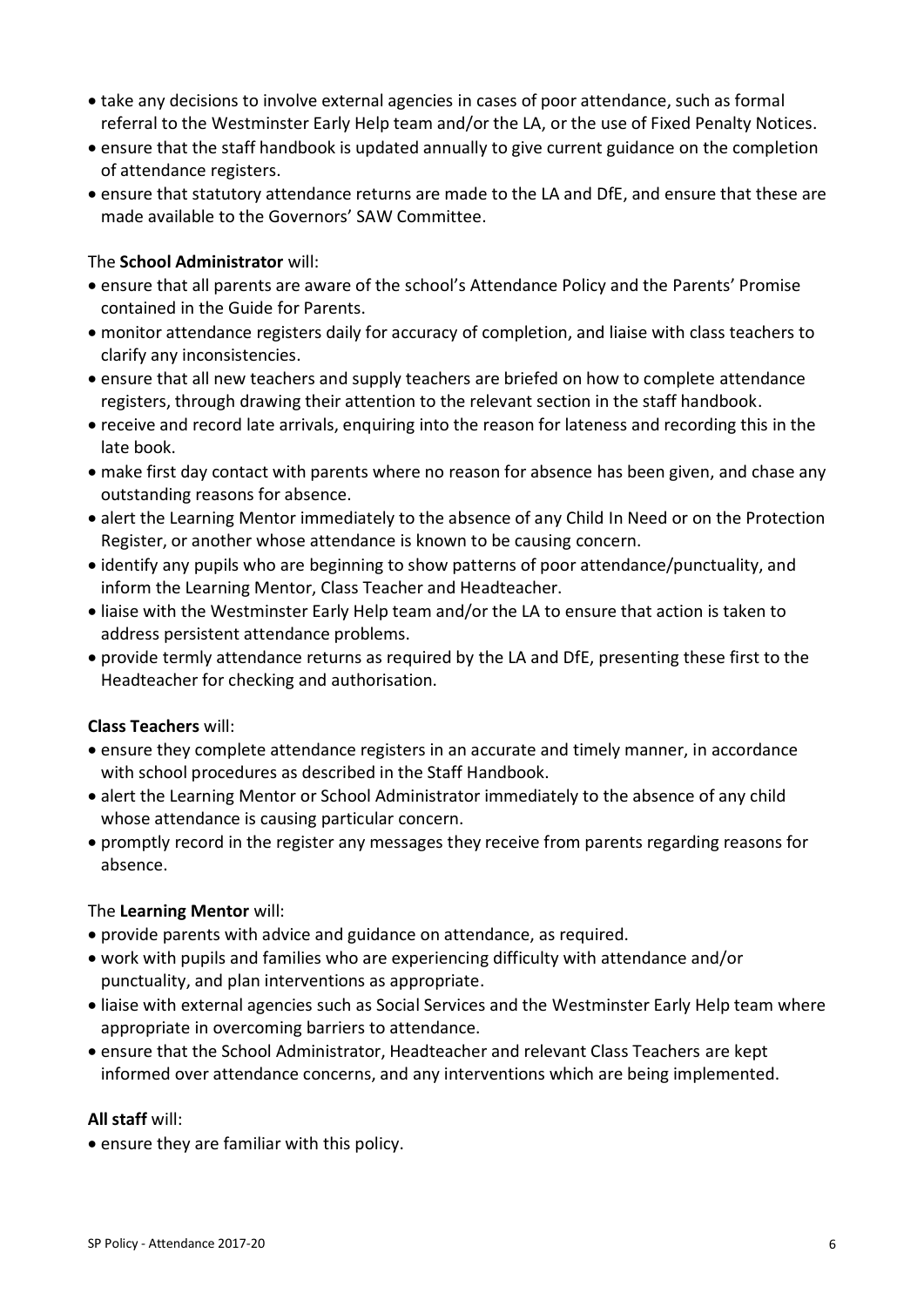- take any decisions to involve external agencies in cases of poor attendance, such as formal referral to the Westminster Early Help team and/or the LA, or the use of Fixed Penalty Notices.
- ensure that the staff handbook is updated annually to give current guidance on the completion of attendance registers.
- ensure that statutory attendance returns are made to the LA and DfE, and ensure that these are made available to the Governors' SAW Committee.

The **School Administrator** will:

- ensure that all parents are aware of the school's Attendance Policy and the Parents' Promise contained in the Guide for Parents.
- monitor attendance registers daily for accuracy of completion, and liaise with class teachers to clarify any inconsistencies.
- ensure that all new teachers and supply teachers are briefed on how to complete attendance registers, through drawing their attention to the relevant section in the staff handbook.
- receive and record late arrivals, enquiring into the reason for lateness and recording this in the late book.
- make first day contact with parents where no reason for absence has been given, and chase any outstanding reasons for absence.
- alert the Learning Mentor immediately to the absence of any Child In Need or on the Protection Register, or another whose attendance is known to be causing concern.
- identify any pupils who are beginning to show patterns of poor attendance/punctuality, and inform the Learning Mentor, Class Teacher and Headteacher.
- liaise with the Westminster Early Help team and/or the LA to ensure that action is taken to address persistent attendance problems.
- provide termly attendance returns as required by the LA and DfE, presenting these first to the Headteacher for checking and authorisation.

**Class Teachers** will:

- ensure they complete attendance registers in an accurate and timely manner, in accordance with school procedures as described in the Staff Handbook.
- alert the Learning Mentor or School Administrator immediately to the absence of any child whose attendance is causing particular concern.
- promptly record in the register any messages they receive from parents regarding reasons for absence.

The **Learning Mentor** will:

- provide parents with advice and guidance on attendance, as required.
- work with pupils and families who are experiencing difficulty with attendance and/or punctuality, and plan interventions as appropriate.
- liaise with external agencies such as Social Services and the Westminster Early Help team where appropriate in overcoming barriers to attendance.
- ensure that the School Administrator, Headteacher and relevant Class Teachers are kept informed over attendance concerns, and any interventions which are being implemented.

**All staff** will:

- ensure they are familiar with this policy.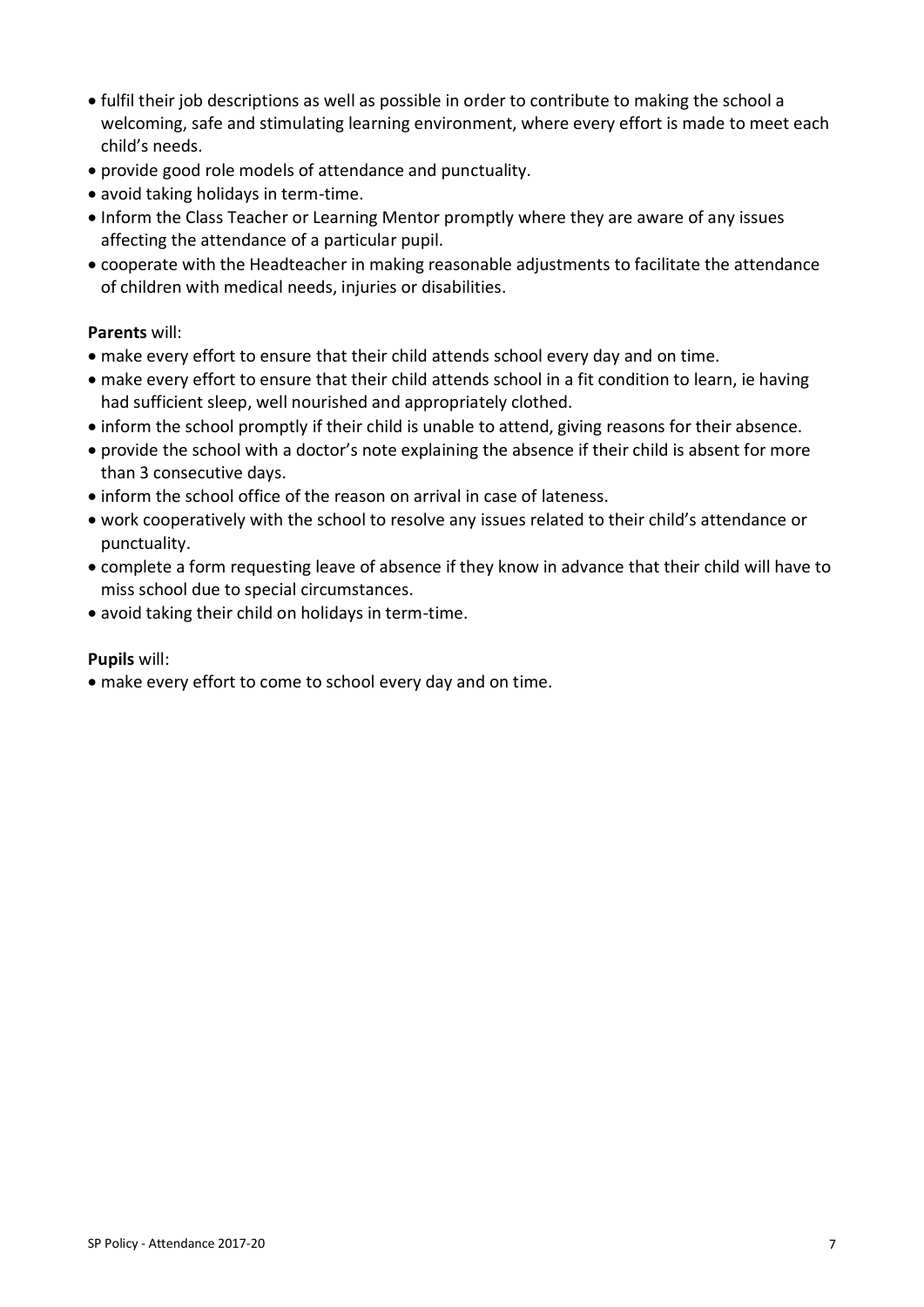- fulfil their job descriptions as well as possible in order to contribute to making the school a welcoming, safe and stimulating learning environment, where every effort is made to meet each child's needs.
- provide good role models of attendance and punctuality.
- avoid taking holidays in term-time.
- Inform the Class Teacher or Learning Mentor promptly where they are aware of any issues affecting the attendance of a particular pupil.
- cooperate with the Headteacher in making reasonable adjustments to facilitate the attendance of children with medical needs, injuries or disabilities.

**Parents** will:

- make every effort to ensure that their child attends school every day and on time.
- make every effort to ensure that their child attends school in a fit condition to learn, ie having had sufficient sleep, well nourished and appropriately clothed.
- inform the school promptly if their child is unable to attend, giving reasons for their absence.
- provide the school with a doctor's note explaining the absence if their child is absent for more than 3 consecutive days.
- inform the school office of the reason on arrival in case of lateness.
- work cooperatively with the school to resolve any issues related to their child's attendance or punctuality.
- complete a form requesting leave of absence if they know in advance that their child will have to miss school due to special circumstances.
- avoid taking their child on holidays in term-time.

**Pupils** will:

- make every effort to come to school every day and on time.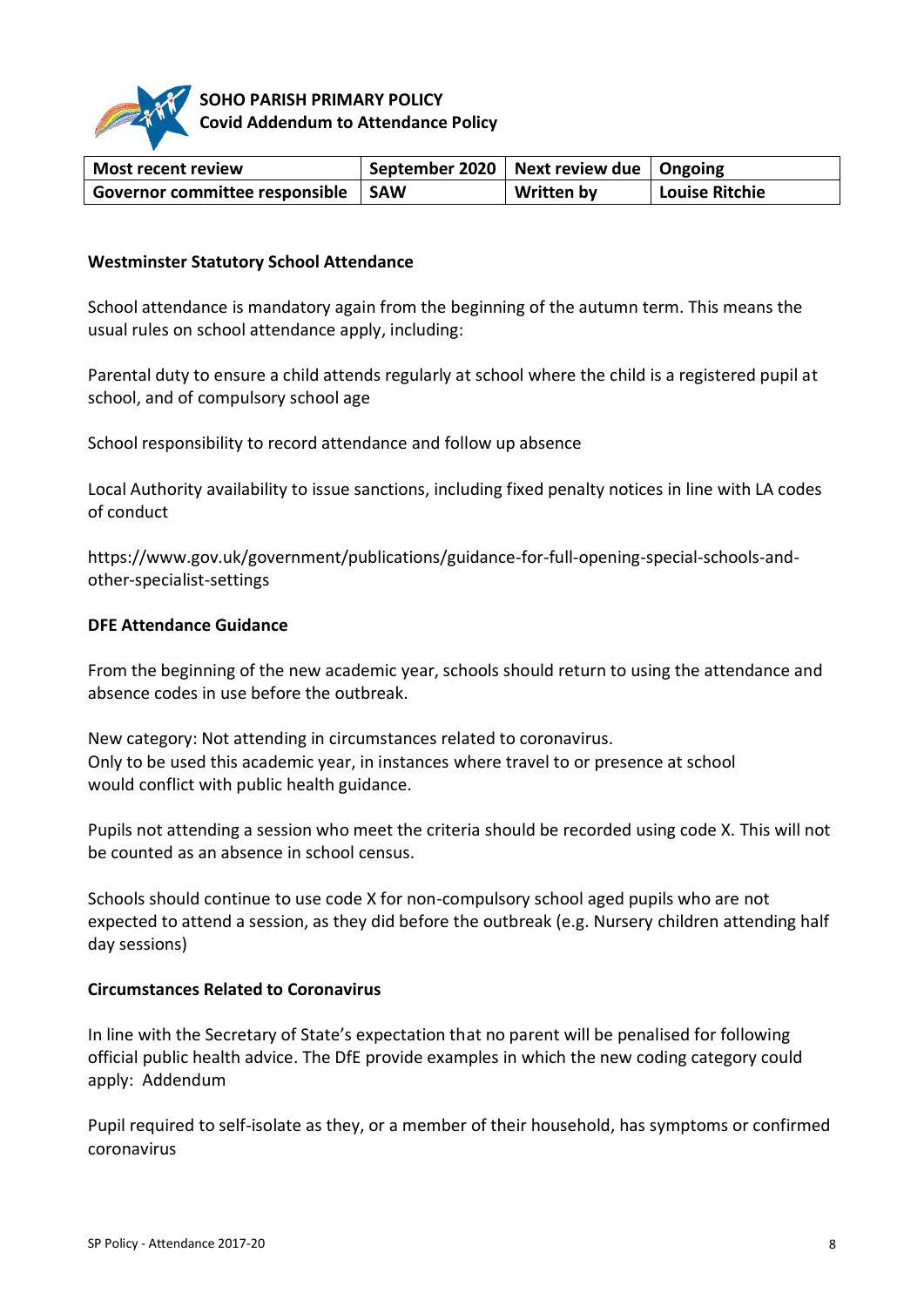**SOHO PARISH PRIMARY POLICY**
**Covid Addendum to Attendance Policy**

| Most recent review | September 2020 | Next review due | Ongoing |
|---|---|---|---|
| Governor committee responsible | SAW | Written by | Louise Ritchie |

**Westminster Statutory School Attendance**

School attendance is mandatory again from the beginning of the autumn term. This means the usual rules on school attendance apply, including:

Parental duty to ensure a child attends regularly at school where the child is a registered pupil at school, and of compulsory school age

School responsibility to record attendance and follow up absence

Local Authority availability to issue sanctions, including fixed penalty notices in line with LA codes of conduct

https://www.gov.uk/government/publications/guidance-for-full-opening-special-schools-and-other-specialist-settings

**DFE Attendance Guidance**

From the beginning of the new academic year, schools should return to using the attendance and absence codes in use before the outbreak.

New category: Not attending in circumstances related to coronavirus.
Only to be used this academic year, in instances where travel to or presence at school would conflict with public health guidance.

Pupils not attending a session who meet the criteria should be recorded using code X. This will not be counted as an absence in school census.

Schools should continue to use code X for non-compulsory school aged pupils who are not expected to attend a session, as they did before the outbreak (e.g. Nursery children attending half day sessions)

**Circumstances Related to Coronavirus**

In line with the Secretary of State's expectation that no parent will be penalised for following official public health advice. The DfE provide examples in which the new coding category could apply: Addendum

Pupil required to self-isolate as they, or a member of their household, has symptoms or confirmed coronavirus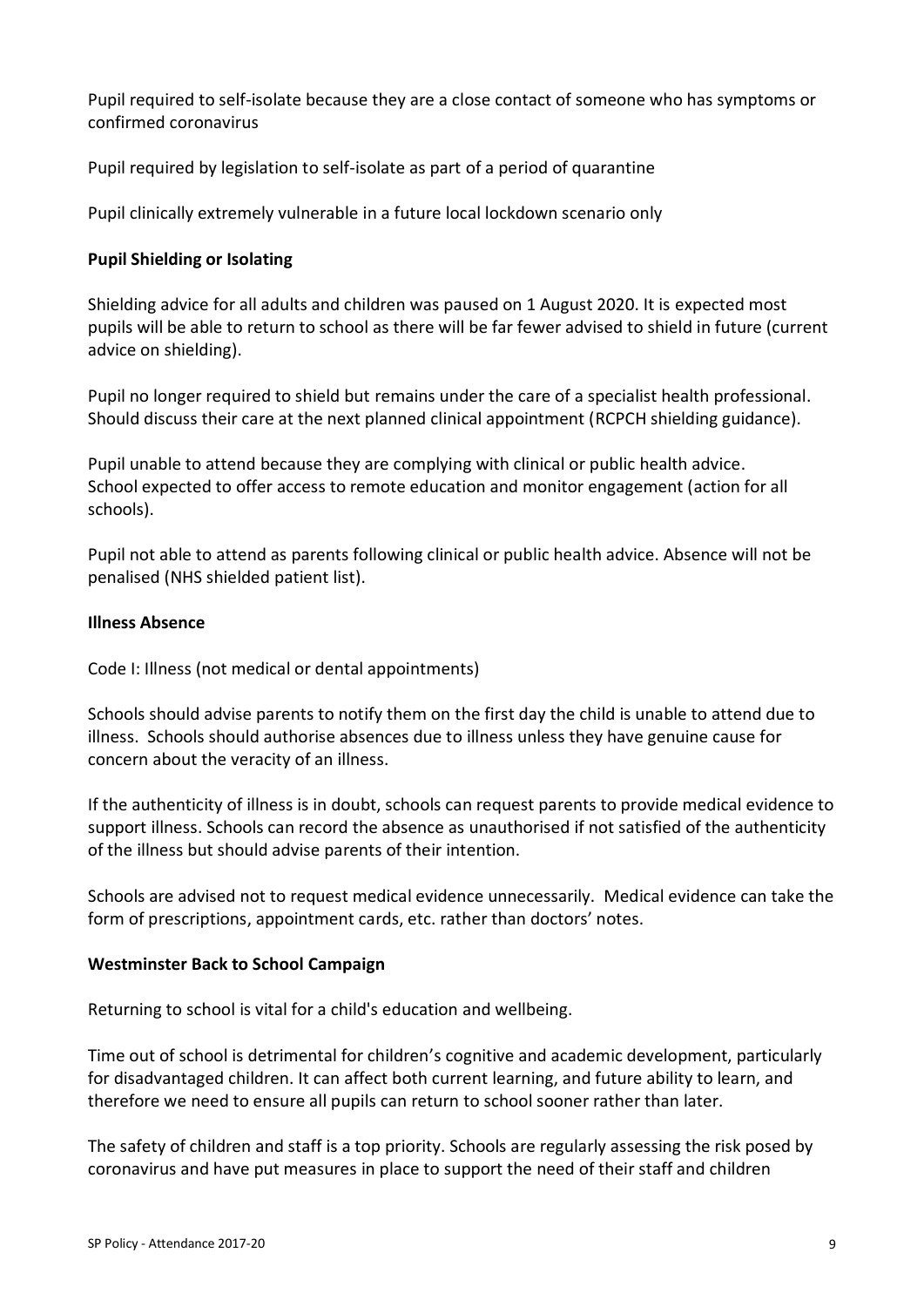Pupil required to self-isolate because they are a close contact of someone who has symptoms or confirmed coronavirus

Pupil required by legislation to self-isolate as part of a period of quarantine

Pupil clinically extremely vulnerable in a future local lockdown scenario only

**Pupil Shielding or Isolating**

Shielding advice for all adults and children was paused on 1 August 2020. It is expected most pupils will be able to return to school as there will be far fewer advised to shield in future (current advice on shielding).

Pupil no longer required to shield but remains under the care of a specialist health professional. Should discuss their care at the next planned clinical appointment (RCPCH shielding guidance).

Pupil unable to attend because they are complying with clinical or public health advice. School expected to offer access to remote education and monitor engagement (action for all schools).

Pupil not able to attend as parents following clinical or public health advice. Absence will not be penalised (NHS shielded patient list).

**Illness Absence**

Code I: Illness (not medical or dental appointments)

Schools should advise parents to notify them on the first day the child is unable to attend due to illness. Schools should authorise absences due to illness unless they have genuine cause for concern about the veracity of an illness.

If the authenticity of illness is in doubt, schools can request parents to provide medical evidence to support illness. Schools can record the absence as unauthorised if not satisfied of the authenticity of the illness but should advise parents of their intention.

Schools are advised not to request medical evidence unnecessarily. Medical evidence can take the form of prescriptions, appointment cards, etc. rather than doctors' notes.

**Westminster Back to School Campaign**

Returning to school is vital for a child's education and wellbeing.

Time out of school is detrimental for children's cognitive and academic development, particularly for disadvantaged children. It can affect both current learning, and future ability to learn, and therefore we need to ensure all pupils can return to school sooner rather than later.

The safety of children and staff is a top priority. Schools are regularly assessing the risk posed by coronavirus and have put measures in place to support the need of their staff and children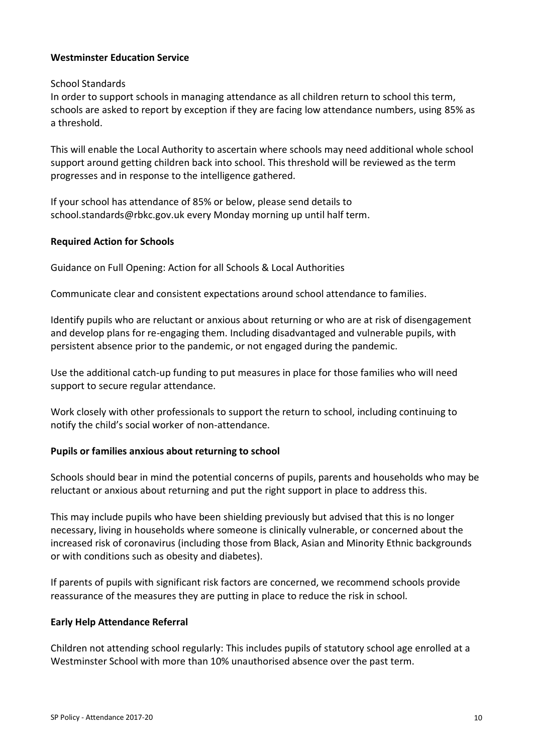**Westminster Education Service**

School Standards

In order to support schools in managing attendance as all children return to school this term, schools are asked to report by exception if they are facing low attendance numbers, using 85% as a threshold.

This will enable the Local Authority to ascertain where schools may need additional whole school support around getting children back into school. This threshold will be reviewed as the term progresses and in response to the intelligence gathered.

If your school has attendance of 85% or below, please send details to school.standards@rbkc.gov.uk every Monday morning up until half term.

**Required Action for Schools**

Guidance on Full Opening: Action for all Schools & Local Authorities

Communicate clear and consistent expectations around school attendance to families.

Identify pupils who are reluctant or anxious about returning or who are at risk of disengagement and develop plans for re-engaging them. Including disadvantaged and vulnerable pupils, with persistent absence prior to the pandemic, or not engaged during the pandemic.

Use the additional catch-up funding to put measures in place for those families who will need support to secure regular attendance.

Work closely with other professionals to support the return to school, including continuing to notify the child's social worker of non-attendance.

**Pupils or families anxious about returning to school**

Schools should bear in mind the potential concerns of pupils, parents and households who may be reluctant or anxious about returning and put the right support in place to address this.

This may include pupils who have been shielding previously but advised that this is no longer necessary, living in households where someone is clinically vulnerable, or concerned about the increased risk of coronavirus (including those from Black, Asian and Minority Ethnic backgrounds or with conditions such as obesity and diabetes).

If parents of pupils with significant risk factors are concerned, we recommend schools provide reassurance of the measures they are putting in place to reduce the risk in school.

**Early Help Attendance Referral**

Children not attending school regularly: This includes pupils of statutory school age enrolled at a Westminster School with more than 10% unauthorised absence over the past term.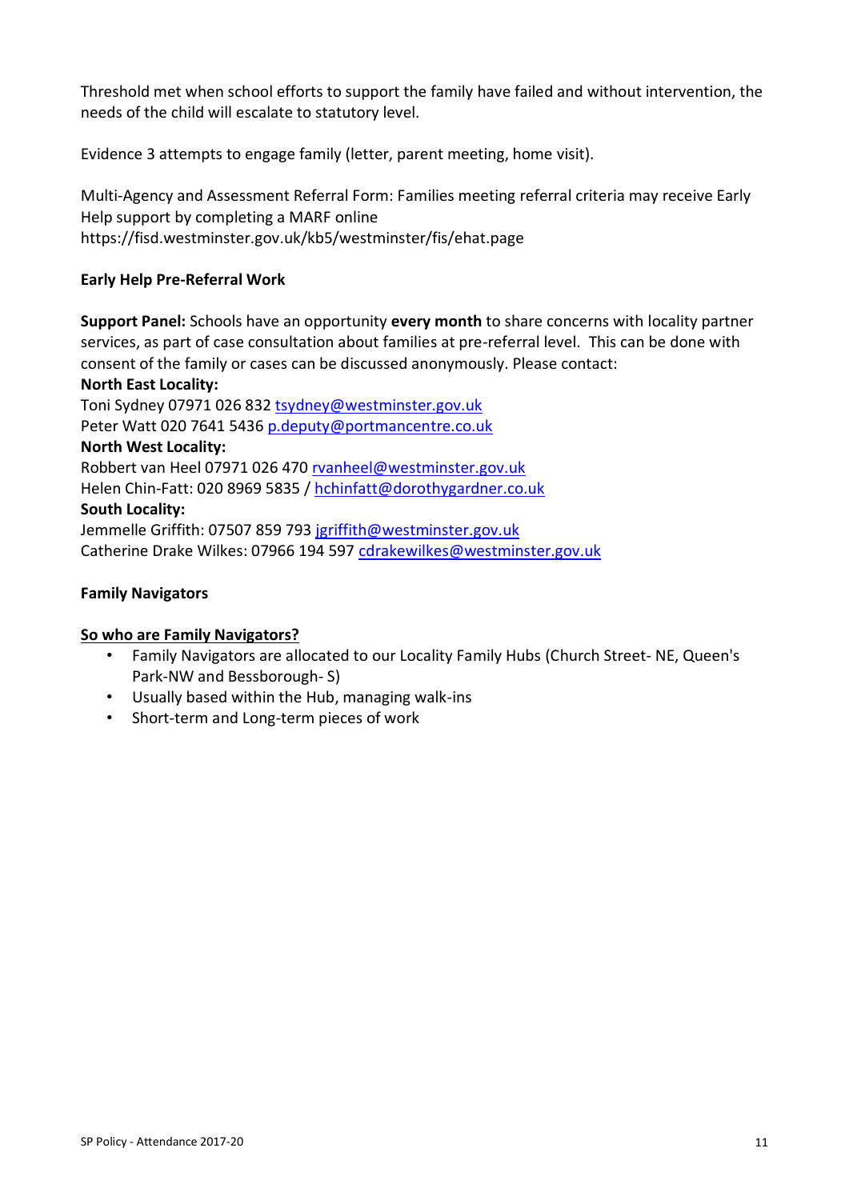Threshold met when school efforts to support the family have failed and without intervention, the needs of the child will escalate to statutory level.

Evidence 3 attempts to engage family (letter, parent meeting, home visit).

Multi-Agency and Assessment Referral Form: Families meeting referral criteria may receive Early Help support by completing a MARF online https://fisd.westminster.gov.uk/kb5/westminster/fis/ehat.page

**Early Help Pre-Referral Work**

**Support Panel:** Schools have an opportunity **every month** to share concerns with locality partner services, as part of case consultation about families at pre-referral level. This can be done with consent of the family or cases can be discussed anonymously. Please contact:

**North East Locality:**
Toni Sydney 07971 026 832 tsydney@westminster.gov.uk
Peter Watt 020 7641 5436 p.deputy@portmancentre.co.uk

**North West Locality:**
Robbert van Heel 07971 026 470 rvanheel@westminster.gov.uk
Helen Chin-Fatt: 020 8969 5835 / hchinfatt@dorothygardner.co.uk

**South Locality:**
Jemmelle Griffith: 07507 859 793 jgriffith@westminster.gov.uk
Catherine Drake Wilkes: 07966 194 597 cdrakewilkes@westminster.gov.uk

**Family Navigators**

**So who are Family Navigators?**

- Family Navigators are allocated to our Locality Family Hubs (Church Street- NE, Queen's Park-NW and Bessborough- S)
- Usually based within the Hub, managing walk-ins
- Short-term and Long-term pieces of work